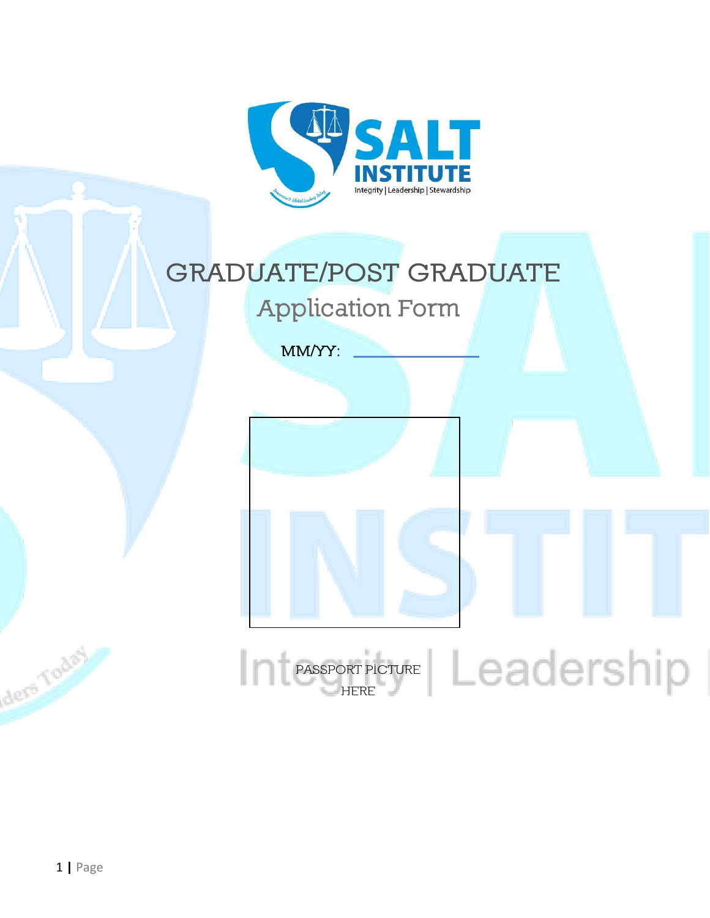SALT INSTITUTE

Integrity | Leadership | Stewardship

# GRADUATE/POST GRADUATE

## Application Form

MM/YY: \_\_\_\_\_\_\_\_\_\_\_\_\_\_\_\_

PASSPORT PICTURE HERE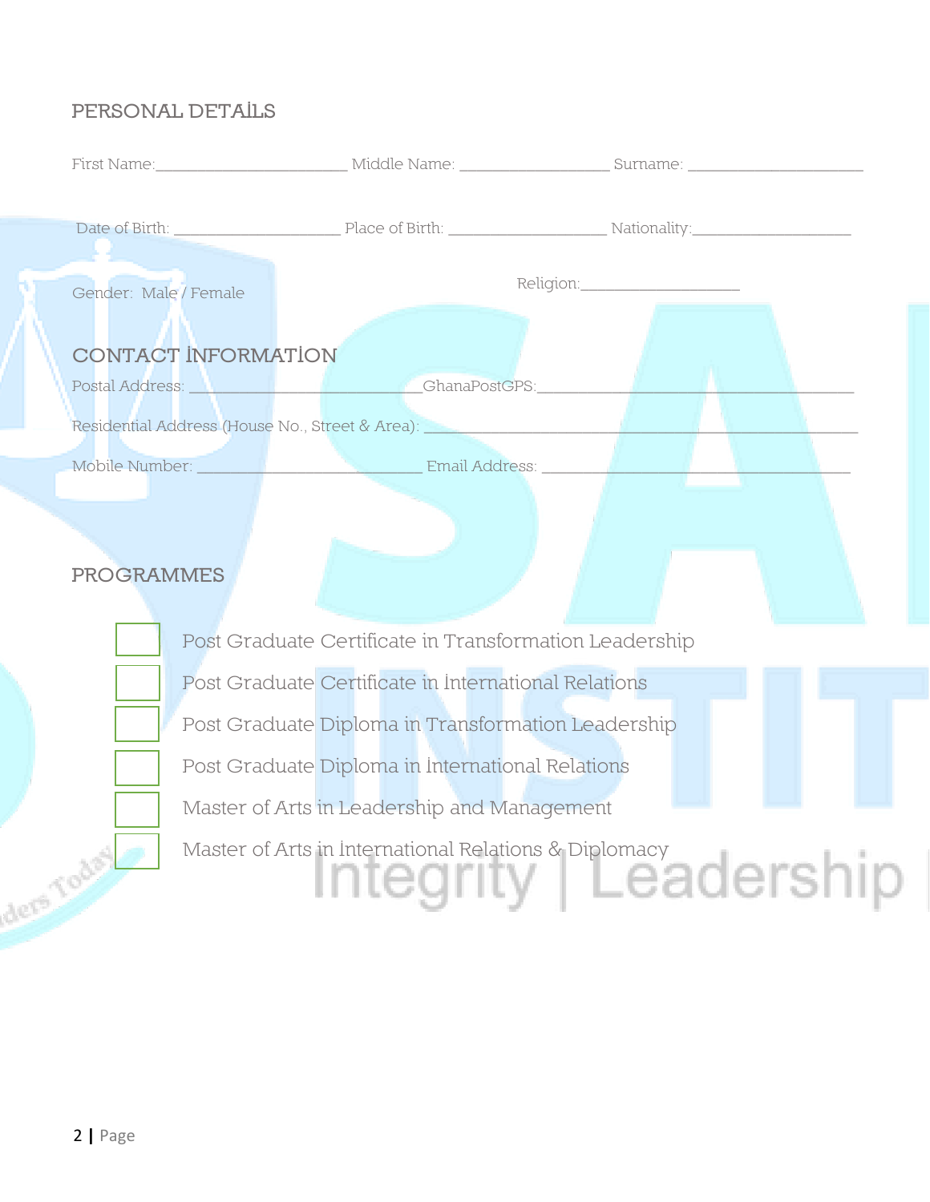## PERSONAL DETAILS

First Name:________________________ Middle Name: __________________ Surname: ______________________

Date of Birth: _____________________ Place of Birth: ____________________ Nationality:____________________

Gender: Male / Female                                                    Religion:____________________

## CONTACT INFORMATION

Postal Address: _____________________________GhanaPostGPS:_________________________________________

Residential Address (House No., Street & Area): ______________________________________________________

Mobile Number: _____________________________ Email Address: ______________________________________

## PROGRAMMES

- [ ] Post Graduate Certificate in Transformation Leadership
- [ ] Post Graduate Certificate in International Relations
- [ ] Post Graduate Diploma in Transformation Leadership
- [ ] Post Graduate Diploma in International Relations
- [ ] Master of Arts in Leadership and Management
- [ ] Master of Arts in International Relations & Diplomacy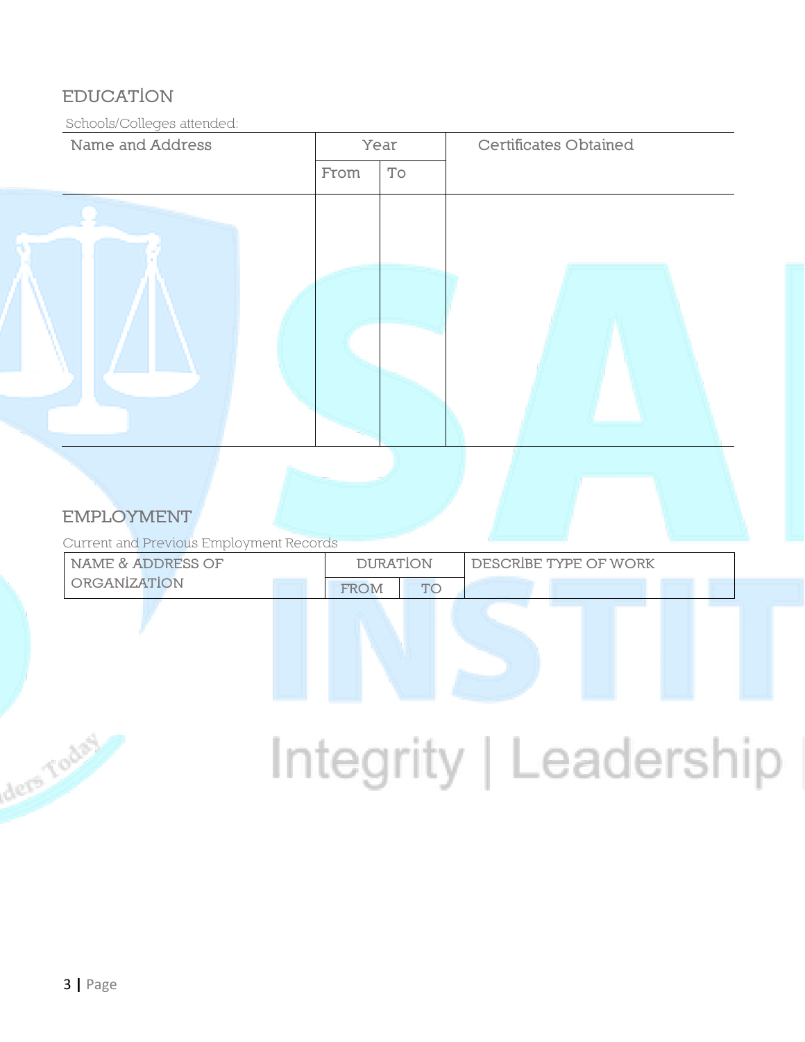## EDUCATION

Schools/Colleges attended:

| Name and Address | Year | | Certificates Obtained |
|---|---|---|---|
| | From | To | |
| | | | |

## EMPLOYMENT

Current and Previous Employment Records

| NAME & ADDRESS OF ORGANIZATION | DURATION | | DESCRIBE TYPE OF WORK |
|---|---|---|---|
| | FROM | TO | |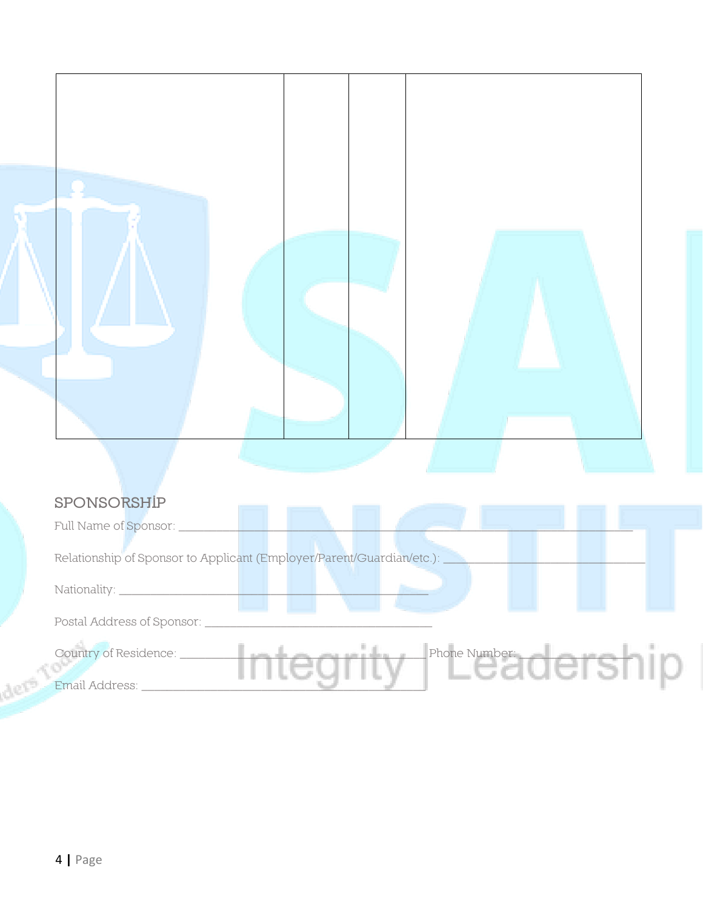| | | | |
|---|---|---|---|
| | | | |

## SPONSORSHIP

Full Name of Sponsor: ___________________________________________________________

Relationship of Sponsor to Applicant (Employer/Parent/Guardian/etc.): ___________________________

Nationality: ______________________________________________

Postal Address of Sponsor: _________________________________

Country of Residence: ____________________________ Phone Number: ___________________

Email Address: ___________________________________________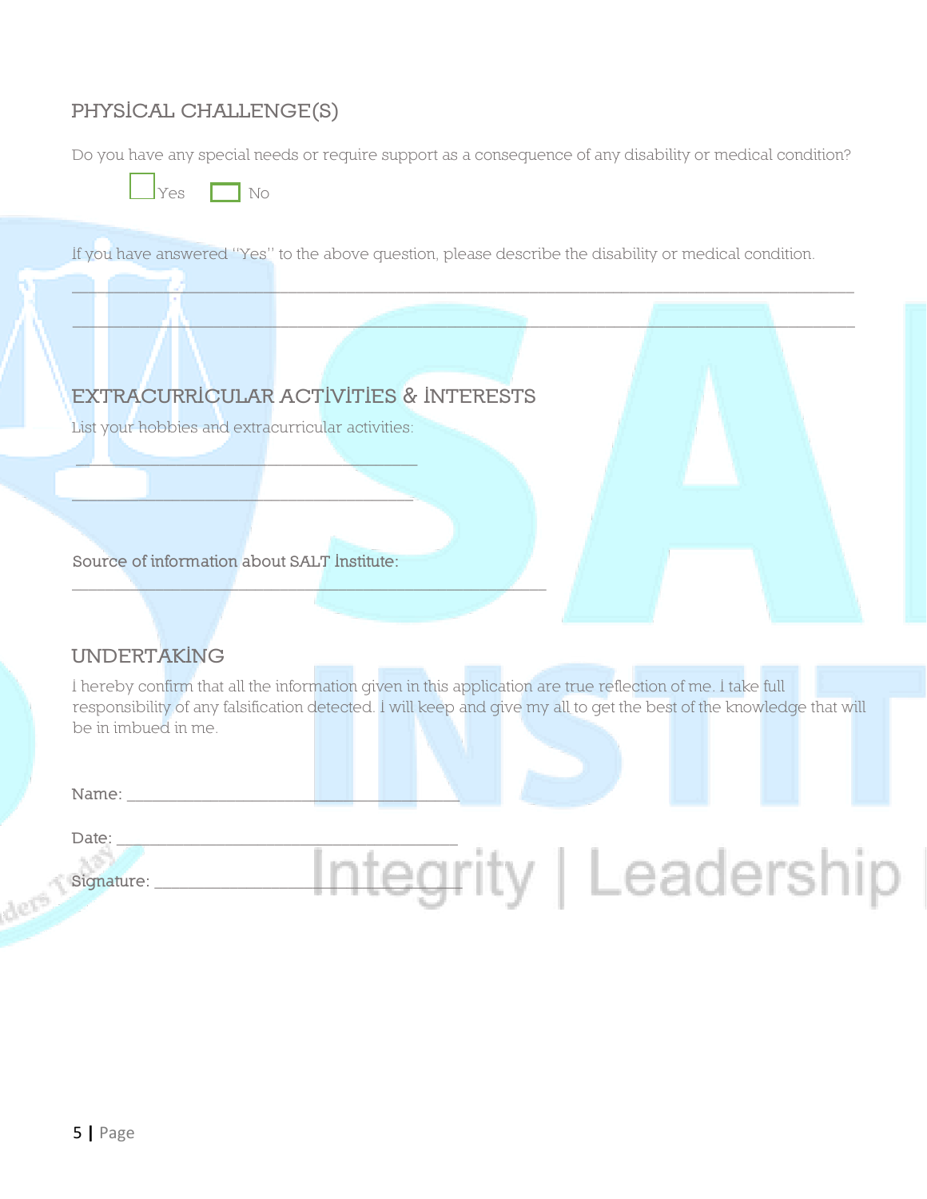## PHYSICAL CHALLENGE(S)

Do you have any special needs or require support as a consequence of any disability or medical condition?

☐ Yes ☐ No

If you have answered "Yes" to the above question, please describe the disability or medical condition.

______________________________________________________________________________________

______________________________________________________________________________________

## EXTRACURRICULAR ACTIVITIES & INTERESTS

List your hobbies and extracurricular activities:

______________________________________

______________________________________

Source of information about SALT Institute:

______________________________________________________

## UNDERTAKING

I hereby confirm that all the information given in this application are true reflection of me. I take full responsibility of any falsification detected. I will keep and give my all to get the best of the knowledge that will be in imbued in me.

Name: ______________________________________

Date: ______________________________________

Signature: __________________________________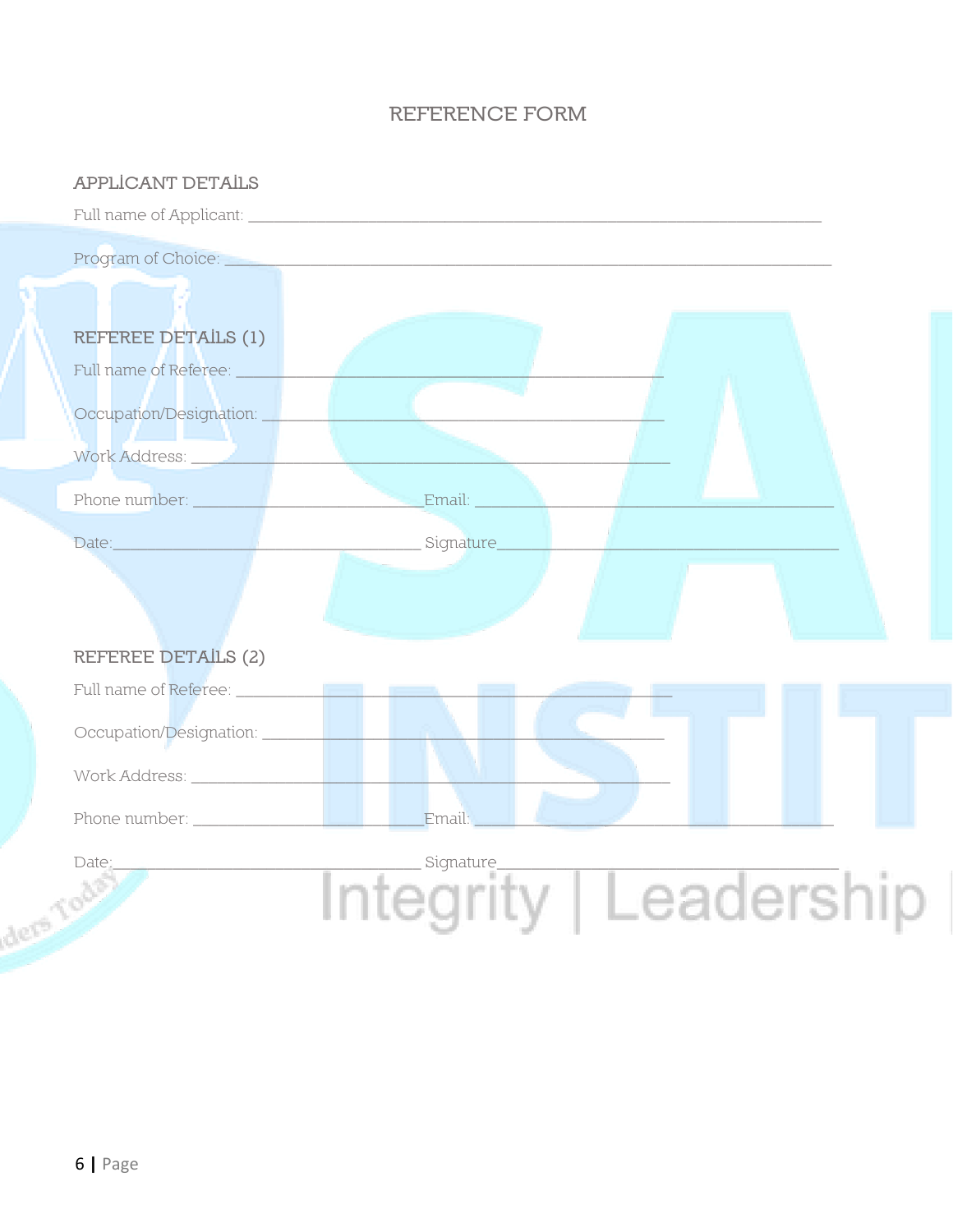# REFERENCE FORM

## APPLICANT DETAILS

Full name of Applicant: ______________________________________________________________

Program of Choice: _________________________________________________________________

## REFEREE DETAILS (1)

Full name of Referee: _______________________________________________

Occupation/Designation: ____________________________________________

Work Address: _____________________________________________________

Phone number: _________________________Email: ______________________________________

Date:__________________________________ Signature_____________________________________

## REFEREE DETAILS (2)

Full name of Referee: _______________________________________________

Occupation/Designation: ____________________________________________

Work Address: _____________________________________________________

Phone number: _________________________Email: ______________________________________

Date:__________________________________ Signature_____________________________________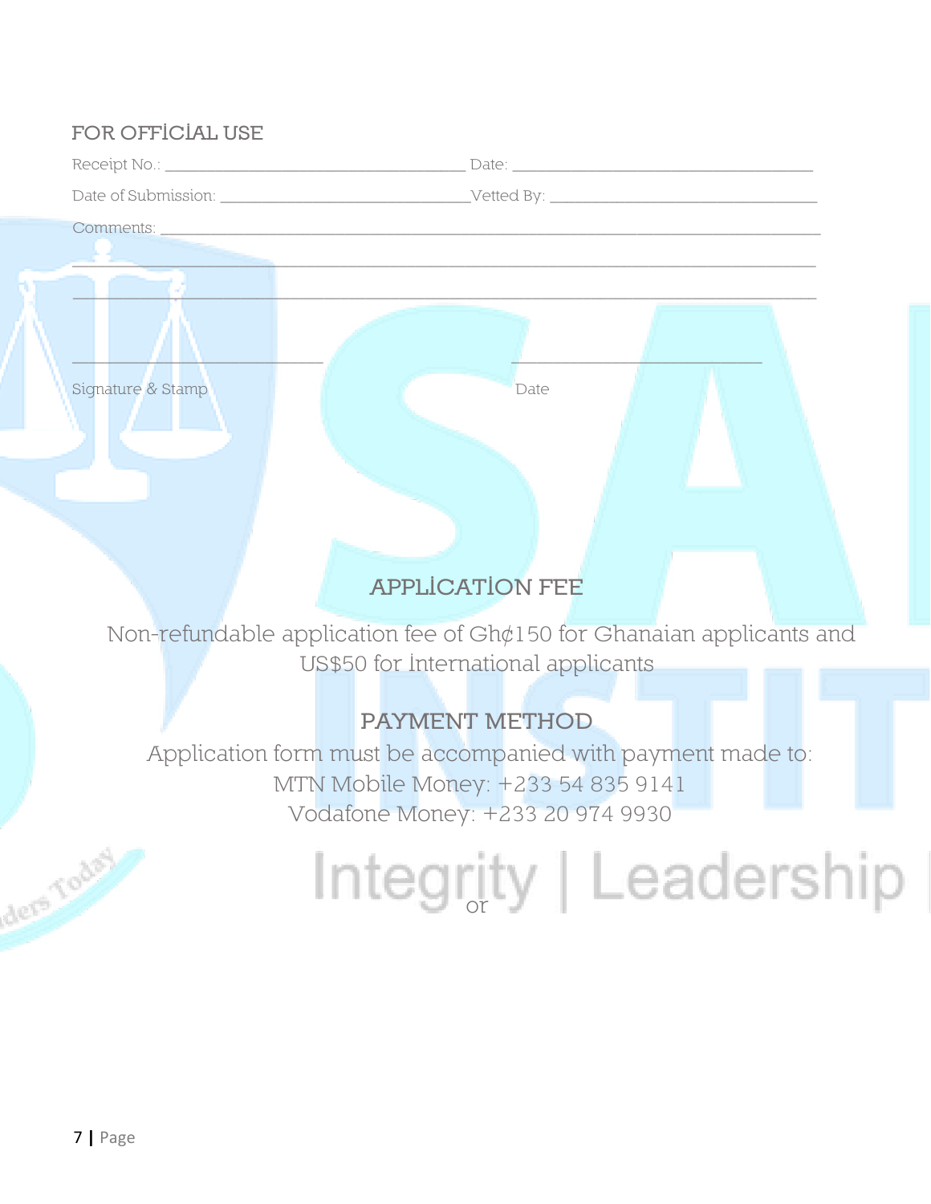## FOR OFFICIAL USE

Receipt No.: ______________________________ Date: ______________________________

Date of Submission: ________________________ Vetted By: __________________________

Comments: ______________________________________________________________________

______________________________________________________________________

______________________________________________________________________

_____________________________ _____________________________

Signature & Stamp Date

## APPLICATION FEE

Non-refundable application fee of Gh¢150 for Ghanaian applicants and US$50 for International applicants

## PAYMENT METHOD

Application form must be accompanied with payment made to:

MTN Mobile Money: +233 54 835 9141

Vodafone Money: +233 20 974 9930

or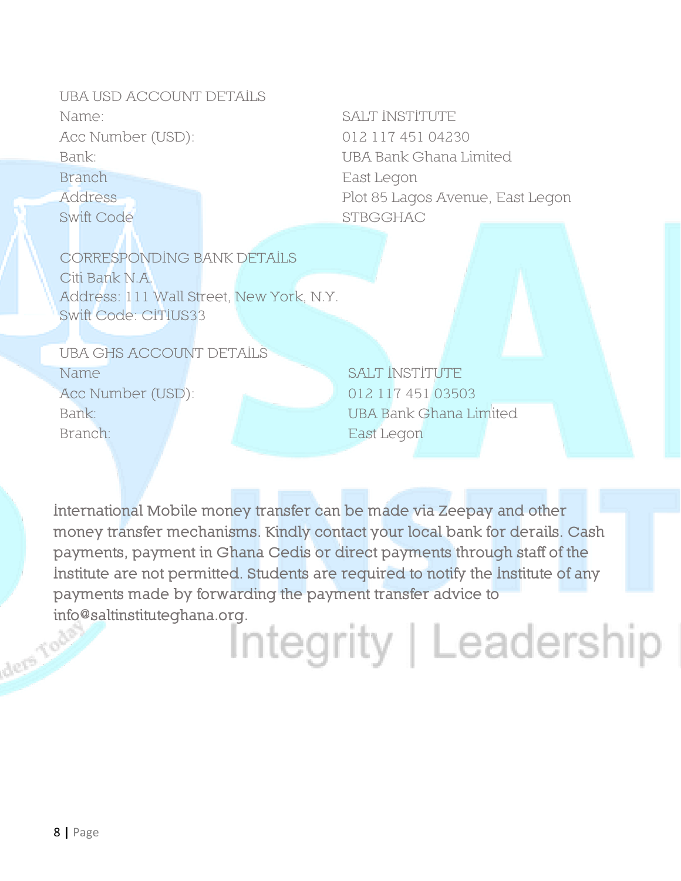UBA USD ACCOUNT DETAİLS

| | |
|---|---|
| Name: | SALT İNSTİTUTE |
| Acc Number (USD): | 012 117 451 04230 |
| Bank: | UBA Bank Ghana Limited |
| Branch | East Legon |
| Address | Plot 85 Lagos Avenue, East Legon |
| Swift Code | STBGGHAC |

CORRESPONDİNG BANK DETAİLS

Citi Bank N.A.
Address: 111 Wall Street, New York, N.Y.
Swift Code: CİTİUS33

UBA GHS ACCOUNT DETAİLS

| | |
|---|---|
| Name | SALT İNSTİTUTE |
| Acc Number (USD): | 012 117 451 03503 |
| Bank: | UBA Bank Ghana Limited |
| Branch: | East Legon |

İnternational Mobile money transfer can be made via Zeepay and other money transfer mechanisms. Kindly contact your local bank for derails. Cash payments, payment in Ghana Cedis or direct payments through staff of the İnstitute are not permitted. Students are required to notify the İnstitute of any payments made by forwarding the payment transfer advice to info@saltinstituteghana.org.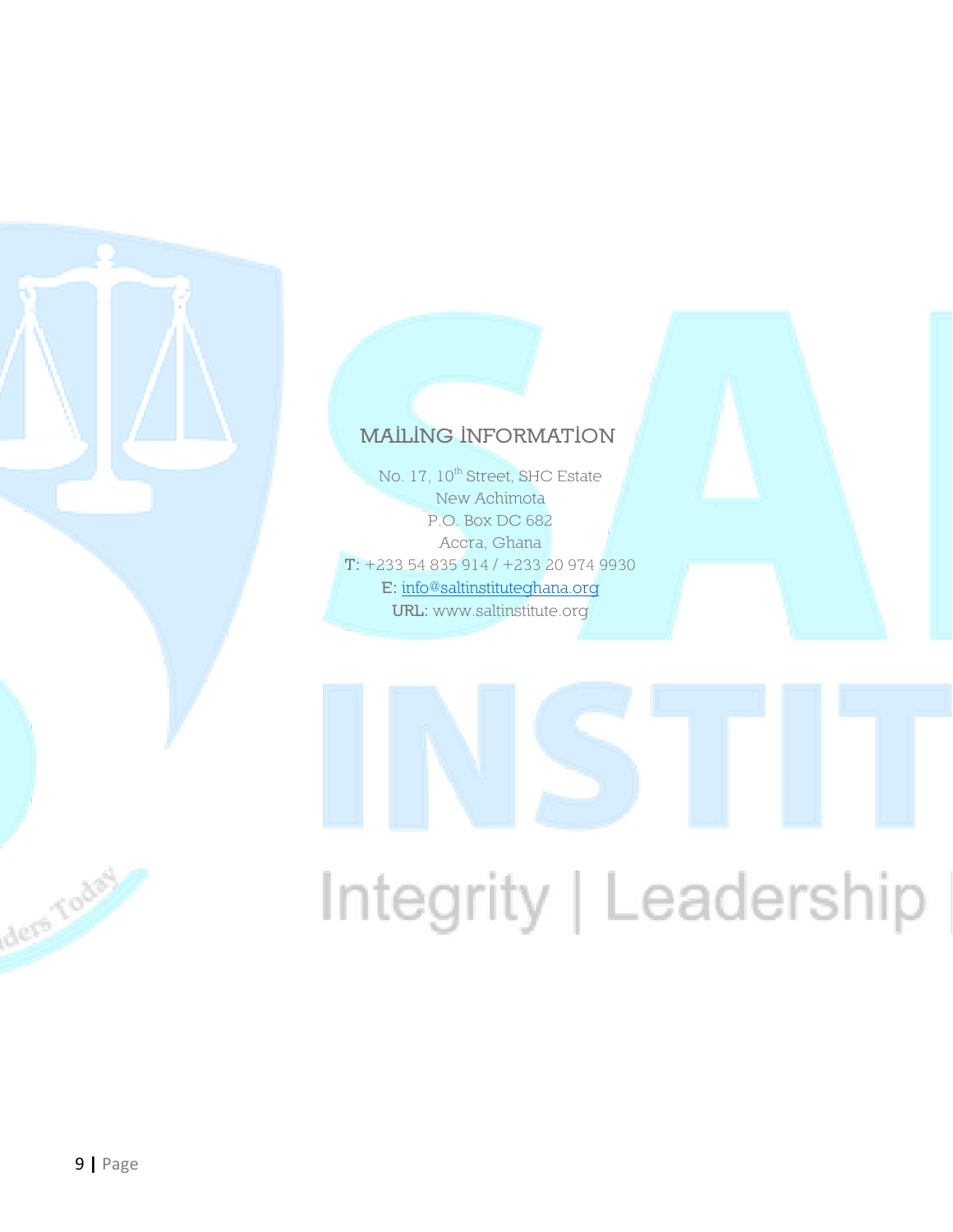## MAILING INFORMATION

No. 17, 10th Street, SHC Estate
New Achimota
P.O. Box DC 682
Accra, Ghana
T: +233 54 835 914 / +233 20 974 9930
E: info@saltinstituteghana.org
URL: www.saltinstitute.org